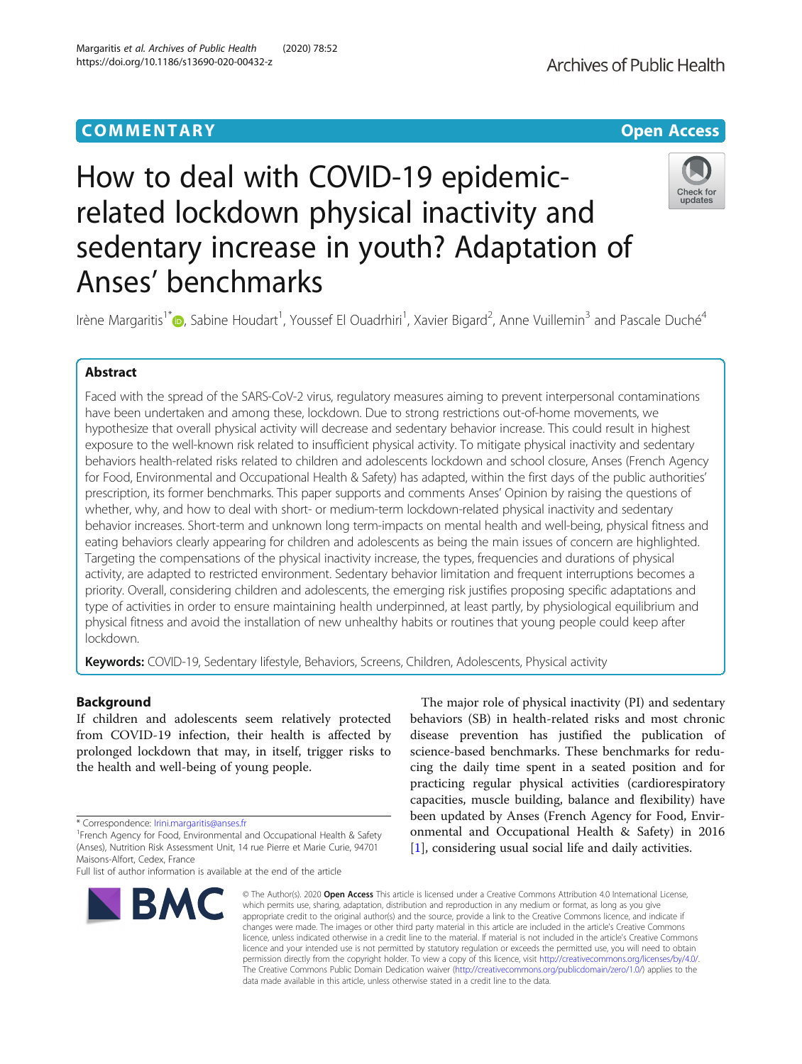COMMENTARY

Open Access

# How to deal with COVID-19 epidemic-related lockdown physical inactivity and sedentary increase in youth? Adaptation of Anses' benchmarks

Irène Margaritis[1*], Sabine Houdart[1], Youssef El Ouadrhiri[1], Xavier Bigard[2], Anne Vuillemin[3] and Pascale Duché[4]

## Abstract

Faced with the spread of the SARS-CoV-2 virus, regulatory measures aiming to prevent interpersonal contaminations have been undertaken and among these, lockdown. Due to strong restrictions out-of-home movements, we hypothesize that overall physical activity will decrease and sedentary behavior increase. This could result in highest exposure to the well-known risk related to insufficient physical activity. To mitigate physical inactivity and sedentary behaviors health-related risks related to children and adolescents lockdown and school closure, Anses (French Agency for Food, Environmental and Occupational Health & Safety) has adapted, within the first days of the public authorities' prescription, its former benchmarks. This paper supports and comments Anses' Opinion by raising the questions of whether, why, and how to deal with short- or medium-term lockdown-related physical inactivity and sedentary behavior increases. Short-term and unknown long term-impacts on mental health and well-being, physical fitness and eating behaviors clearly appearing for children and adolescents as being the main issues of concern are highlighted. Targeting the compensations of the physical inactivity increase, the types, frequencies and durations of physical activity, are adapted to restricted environment. Sedentary behavior limitation and frequent interruptions becomes a priority. Overall, considering children and adolescents, the emerging risk justifies proposing specific adaptations and type of activities in order to ensure maintaining health underpinned, at least partly, by physiological equilibrium and physical fitness and avoid the installation of new unhealthy habits or routines that young people could keep after lockdown.

**Keywords:** COVID-19, Sedentary lifestyle, Behaviors, Screens, Children, Adolescents, Physical activity

## Background

If children and adolescents seem relatively protected from COVID-19 infection, their health is affected by prolonged lockdown that may, in itself, trigger risks to the health and well-being of young people.

The major role of physical inactivity (PI) and sedentary behaviors (SB) in health-related risks and most chronic disease prevention has justified the publication of science-based benchmarks. These benchmarks for reducing the daily time spent in a seated position and for practicing regular physical activities (cardiorespiratory capacities, muscle building, balance and flexibility) have been updated by Anses (French Agency for Food, Environmental and Occupational Health & Safety) in 2016 [1], considering usual social life and daily activities.

* Correspondence: Irini.margaritis@anses.fr
[1]French Agency for Food, Environmental and Occupational Health & Safety (Anses), Nutrition Risk Assessment Unit, 14 rue Pierre et Marie Curie, 94701 Maisons-Alfort, Cedex, France
Full list of author information is available at the end of the article

© The Author(s). 2020 **Open Access** This article is licensed under a Creative Commons Attribution 4.0 International License, which permits use, sharing, adaptation, distribution and reproduction in any medium or format, as long as you give appropriate credit to the original author(s) and the source, provide a link to the Creative Commons licence, and indicate if changes were made. The images or other third party material in this article are included in the article's Creative Commons licence, unless indicated otherwise in a credit line to the material. If material is not included in the article's Creative Commons licence and your intended use is not permitted by statutory regulation or exceeds the permitted use, you will need to obtain permission directly from the copyright holder. To view a copy of this licence, visit http://creativecommons.org/licenses/by/4.0/. The Creative Commons Public Domain Dedication waiver (http://creativecommons.org/publicdomain/zero/1.0/) applies to the data made available in this article, unless otherwise stated in a credit line to the data.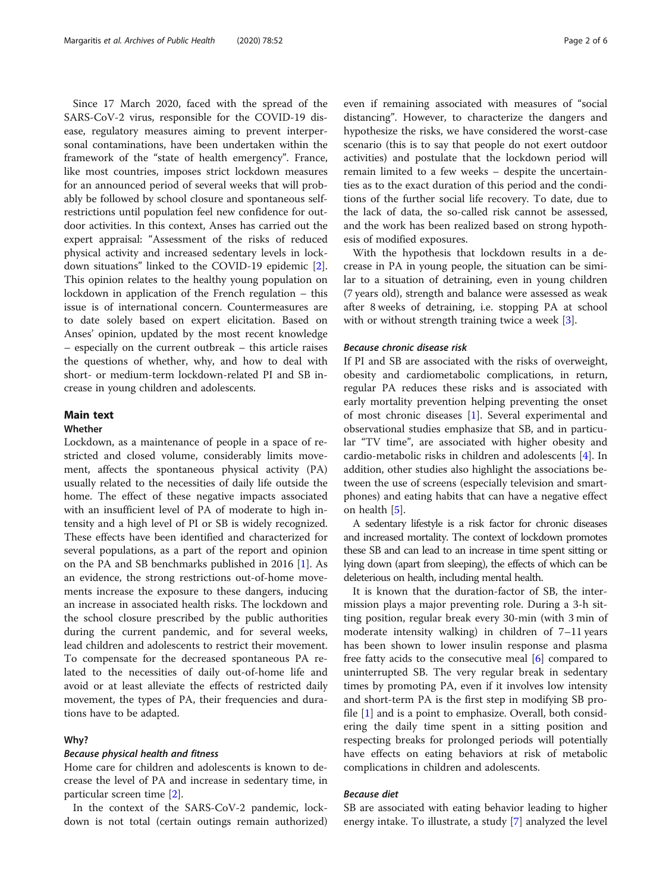Since 17 March 2020, faced with the spread of the SARS-CoV-2 virus, responsible for the COVID-19 disease, regulatory measures aiming to prevent interpersonal contaminations, have been undertaken within the framework of the "state of health emergency". France, like most countries, imposes strict lockdown measures for an announced period of several weeks that will probably be followed by school closure and spontaneous self-restrictions until population feel new confidence for outdoor activities. In this context, Anses has carried out the expert appraisal: "Assessment of the risks of reduced physical activity and increased sedentary levels in lockdown situations" linked to the COVID-19 epidemic [2]. This opinion relates to the healthy young population on lockdown in application of the French regulation – this issue is of international concern. Countermeasures are to date solely based on expert elicitation. Based on Anses' opinion, updated by the most recent knowledge – especially on the current outbreak – this article raises the questions of whether, why, and how to deal with short- or medium-term lockdown-related PI and SB increase in young children and adolescents.

## Main text

### Whether

Lockdown, as a maintenance of people in a space of restricted and closed volume, considerably limits movement, affects the spontaneous physical activity (PA) usually related to the necessities of daily life outside the home. The effect of these negative impacts associated with an insufficient level of PA of moderate to high intensity and a high level of PI or SB is widely recognized. These effects have been identified and characterized for several populations, as a part of the report and opinion on the PA and SB benchmarks published in 2016 [1]. As an evidence, the strong restrictions out-of-home movements increase the exposure to these dangers, inducing an increase in associated health risks. The lockdown and the school closure prescribed by the public authorities during the current pandemic, and for several weeks, lead children and adolescents to restrict their movement. To compensate for the decreased spontaneous PA related to the necessities of daily out-of-home life and avoid or at least alleviate the effects of restricted daily movement, the types of PA, their frequencies and durations have to be adapted.

### Why?

#### *Because physical health and fitness*

Home care for children and adolescents is known to decrease the level of PA and increase in sedentary time, in particular screen time [2].

In the context of the SARS-CoV-2 pandemic, lockdown is not total (certain outings remain authorized) even if remaining associated with measures of "social distancing". However, to characterize the dangers and hypothesize the risks, we have considered the worst-case scenario (this is to say that people do not exert outdoor activities) and postulate that the lockdown period will remain limited to a few weeks – despite the uncertainties as to the exact duration of this period and the conditions of the further social life recovery. To date, due to the lack of data, the so-called risk cannot be assessed, and the work has been realized based on strong hypothesis of modified exposures.

With the hypothesis that lockdown results in a decrease in PA in young people, the situation can be similar to a situation of detraining, even in young children (7 years old), strength and balance were assessed as weak after 8 weeks of detraining, i.e. stopping PA at school with or without strength training twice a week [3].

#### *Because chronic disease risk*

If PI and SB are associated with the risks of overweight, obesity and cardiometabolic complications, in return, regular PA reduces these risks and is associated with early mortality prevention helping preventing the onset of most chronic diseases [1]. Several experimental and observational studies emphasize that SB, and in particular "TV time", are associated with higher obesity and cardio-metabolic risks in children and adolescents [4]. In addition, other studies also highlight the associations between the use of screens (especially television and smartphones) and eating habits that can have a negative effect on health [5].

A sedentary lifestyle is a risk factor for chronic diseases and increased mortality. The context of lockdown promotes these SB and can lead to an increase in time spent sitting or lying down (apart from sleeping), the effects of which can be deleterious on health, including mental health.

It is known that the duration-factor of SB, the intermission plays a major preventing role. During a 3-h sitting position, regular break every 30-min (with 3 min of moderate intensity walking) in children of 7–11 years has been shown to lower insulin response and plasma free fatty acids to the consecutive meal [6] compared to uninterrupted SB. The very regular break in sedentary times by promoting PA, even if it involves low intensity and short-term PA is the first step in modifying SB profile [1] and is a point to emphasize. Overall, both considering the daily time spent in a sitting position and respecting breaks for prolonged periods will potentially have effects on eating behaviors at risk of metabolic complications in children and adolescents.

#### *Because diet*

SB are associated with eating behavior leading to higher energy intake. To illustrate, a study [7] analyzed the level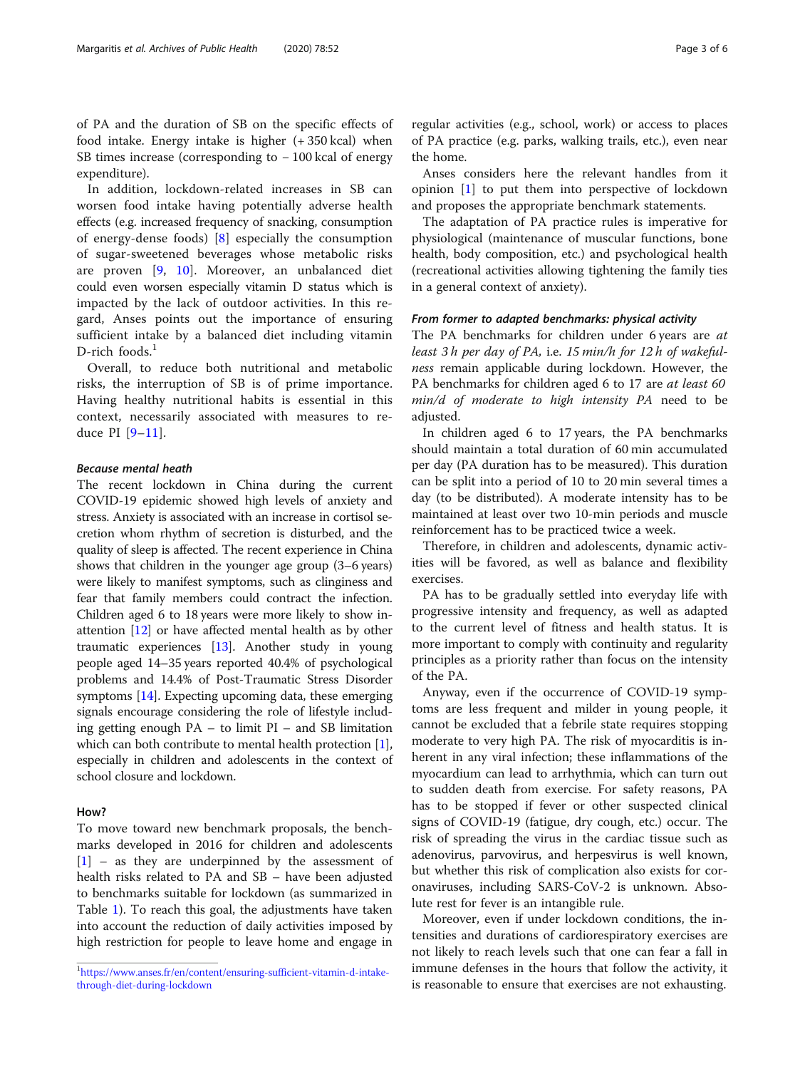of PA and the duration of SB on the specific effects of food intake. Energy intake is higher (+ 350 kcal) when SB times increase (corresponding to − 100 kcal of energy expenditure).

In addition, lockdown-related increases in SB can worsen food intake having potentially adverse health effects (e.g. increased frequency of snacking, consumption of energy-dense foods) [8] especially the consumption of sugar-sweetened beverages whose metabolic risks are proven [9, 10]. Moreover, an unbalanced diet could even worsen especially vitamin D status which is impacted by the lack of outdoor activities. In this regard, Anses points out the importance of ensuring sufficient intake by a balanced diet including vitamin D-rich foods.[1]

Overall, to reduce both nutritional and metabolic risks, the interruption of SB is of prime importance. Having healthy nutritional habits is essential in this context, necessarily associated with measures to reduce PI [9–11].

#### *Because mental heath*

The recent lockdown in China during the current COVID-19 epidemic showed high levels of anxiety and stress. Anxiety is associated with an increase in cortisol secretion whom rhythm of secretion is disturbed, and the quality of sleep is affected. The recent experience in China shows that children in the younger age group (3–6 years) were likely to manifest symptoms, such as clinginess and fear that family members could contract the infection. Children aged 6 to 18 years were more likely to show inattention [12] or have affected mental health as by other traumatic experiences [13]. Another study in young people aged 14–35 years reported 40.4% of psychological problems and 14.4% of Post-Traumatic Stress Disorder symptoms [14]. Expecting upcoming data, these emerging signals encourage considering the role of lifestyle including getting enough PA – to limit PI – and SB limitation which can both contribute to mental health protection [1], especially in children and adolescents in the context of school closure and lockdown.

### How?

To move toward new benchmark proposals, the benchmarks developed in 2016 for children and adolescents [1] – as they are underpinned by the assessment of health risks related to PA and SB – have been adjusted to benchmarks suitable for lockdown (as summarized in Table 1). To reach this goal, the adjustments have taken into account the reduction of daily activities imposed by high restriction for people to leave home and engage in regular activities (e.g., school, work) or access to places of PA practice (e.g. parks, walking trails, etc.), even near the home.

Anses considers here the relevant handles from it opinion [1] to put them into perspective of lockdown and proposes the appropriate benchmark statements.

The adaptation of PA practice rules is imperative for physiological (maintenance of muscular functions, bone health, body composition, etc.) and psychological health (recreational activities allowing tightening the family ties in a general context of anxiety).

#### *From former to adapted benchmarks: physical activity*

The PA benchmarks for children under 6 years are *at least 3 h per day of PA*, i.e. *15 min/h for 12 h of wakefulness* remain applicable during lockdown. However, the PA benchmarks for children aged 6 to 17 are *at least 60 min/d of moderate to high intensity PA* need to be adjusted.

In children aged 6 to 17 years, the PA benchmarks should maintain a total duration of 60 min accumulated per day (PA duration has to be measured). This duration can be split into a period of 10 to 20 min several times a day (to be distributed). A moderate intensity has to be maintained at least over two 10-min periods and muscle reinforcement has to be practiced twice a week.

Therefore, in children and adolescents, dynamic activities will be favored, as well as balance and flexibility exercises.

PA has to be gradually settled into everyday life with progressive intensity and frequency, as well as adapted to the current level of fitness and health status. It is more important to comply with continuity and regularity principles as a priority rather than focus on the intensity of the PA.

Anyway, even if the occurrence of COVID-19 symptoms are less frequent and milder in young people, it cannot be excluded that a febrile state requires stopping moderate to very high PA. The risk of myocarditis is inherent in any viral infection; these inflammations of the myocardium can lead to arrhythmia, which can turn out to sudden death from exercise. For safety reasons, PA has to be stopped if fever or other suspected clinical signs of COVID-19 (fatigue, dry cough, etc.) occur. The risk of spreading the virus in the cardiac tissue such as adenovirus, parvovirus, and herpesvirus is well known, but whether this risk of complication also exists for coronaviruses, including SARS-CoV-2 is unknown. Absolute rest for fever is an intangible rule.

Moreover, even if under lockdown conditions, the intensities and durations of cardiorespiratory exercises are not likely to reach levels such that one can fear a fall in immune defenses in the hours that follow the activity, it is reasonable to ensure that exercises are not exhausting.

---

[1] https://www.anses.fr/en/content/ensuring-sufficient-vitamin-d-intake-through-diet-during-lockdown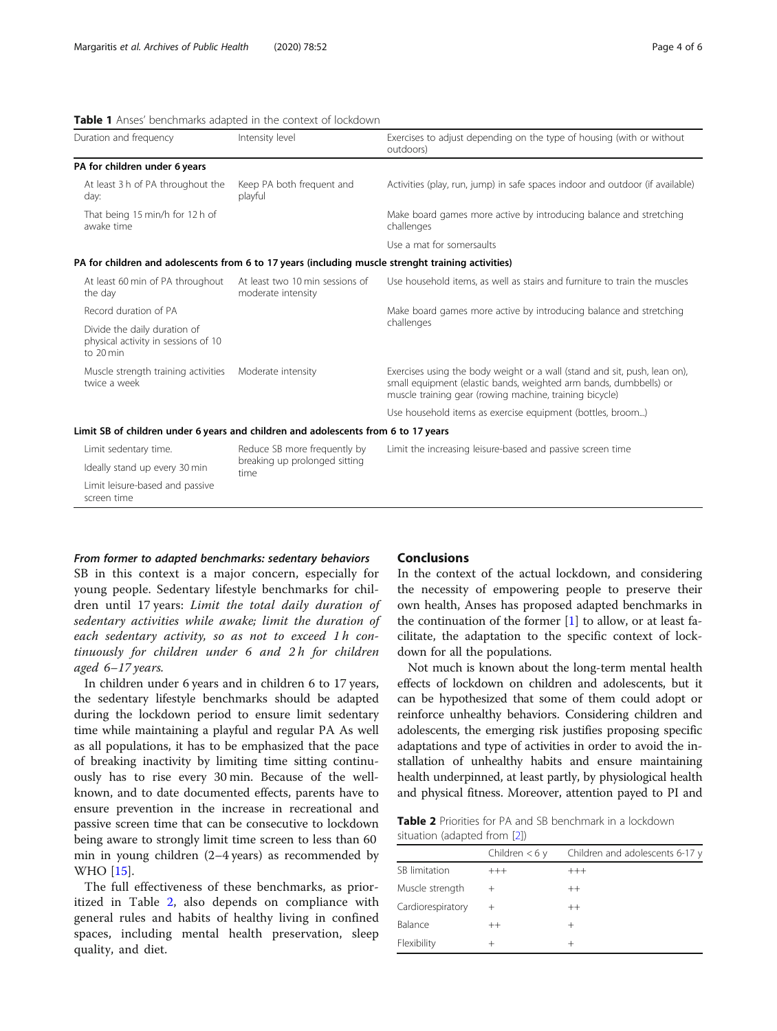**Table 1** Anses' benchmarks adapted in the context of lockdown

| Duration and frequency | Intensity level | Exercises to adjust depending on the type of housing (with or without outdoors) |
|---|---|---|
| **PA for children under 6 years** | | |
| At least 3 h of PA throughout the day: | Keep PA both frequent and playful | Activities (play, run, jump) in safe spaces indoor and outdoor (if available) |
| That being 15 min/h for 12 h of awake time | | Make board games more active by introducing balance and stretching challenges |
| | | Use a mat for somersaults |
| **PA for children and adolescents from 6 to 17 years (including muscle strenght training activities)** | | |
| At least 60 min of PA throughout the day | At least two 10 min sessions of moderate intensity | Use household items, as well as stairs and furniture to train the muscles |
| Record duration of PA | | Make board games more active by introducing balance and stretching challenges |
| Divide the daily duration of physical activity in sessions of 10 to 20 min | | |
| Muscle strength training activities twice a week | Moderate intensity | Exercises using the body weight or a wall (stand and sit, push, lean on), small equipment (elastic bands, weighted arm bands, dumbbells) or muscle training gear (rowing machine, training bicycle) |
| | | Use household items as exercise equipment (bottles, broom...) |
| **Limit SB of children under 6 years and children and adolescents from 6 to 17 years** | | |
| Limit sedentary time. | Reduce SB more frequently by breaking up prolonged sitting time | Limit the increasing leisure-based and passive screen time |
| Ideally stand up every 30 min | | |
| Limit leisure-based and passive screen time | | |

### *From former to adapted benchmarks: sedentary behaviors*

SB in this context is a major concern, especially for young people. Sedentary lifestyle benchmarks for children until 17 years: *Limit the total daily duration of sedentary activities while awake; limit the duration of each sedentary activity, so as not to exceed 1 h continuously for children under 6 and 2 h for children aged 6–17 years.*

In children under 6 years and in children 6 to 17 years, the sedentary lifestyle benchmarks should be adapted during the lockdown period to ensure limit sedentary time while maintaining a playful and regular PA As well as all populations, it has to be emphasized that the pace of breaking inactivity by limiting time sitting continuously has to rise every 30 min. Because of the well-known, and to date documented effects, parents have to ensure prevention in the increase in recreational and passive screen time that can be consecutive to lockdown being aware to strongly limit time screen to less than 60 min in young children (2–4 years) as recommended by WHO [15].

The full effectiveness of these benchmarks, as prioritized in Table 2, also depends on compliance with general rules and habits of healthy living in confined spaces, including mental health preservation, sleep quality, and diet.

## Conclusions

In the context of the actual lockdown, and considering the necessity of empowering people to preserve their own health, Anses has proposed adapted benchmarks in the continuation of the former [1] to allow, or at least facilitate, the adaptation to the specific context of lockdown for all the populations.

Not much is known about the long-term mental health effects of lockdown on children and adolescents, but it can be hypothesized that some of them could adopt or reinforce unhealthy behaviors. Considering children and adolescents, the emerging risk justifies proposing specific adaptations and type of activities in order to avoid the installation of unhealthy habits and ensure maintaining health underpinned, at least partly, by physiological health and physical fitness. Moreover, attention payed to PI and

**Table 2** Priorities for PA and SB benchmark in a lockdown situation (adapted from [2])

| | Children < 6 y | Children and adolescents 6-17 y |
|---|---|---|
| SB limitation | +++ | +++ |
| Muscle strength | + | ++ |
| Cardiorespiratory | + | ++ |
| Balance | ++ | + |
| Flexibility | + | + |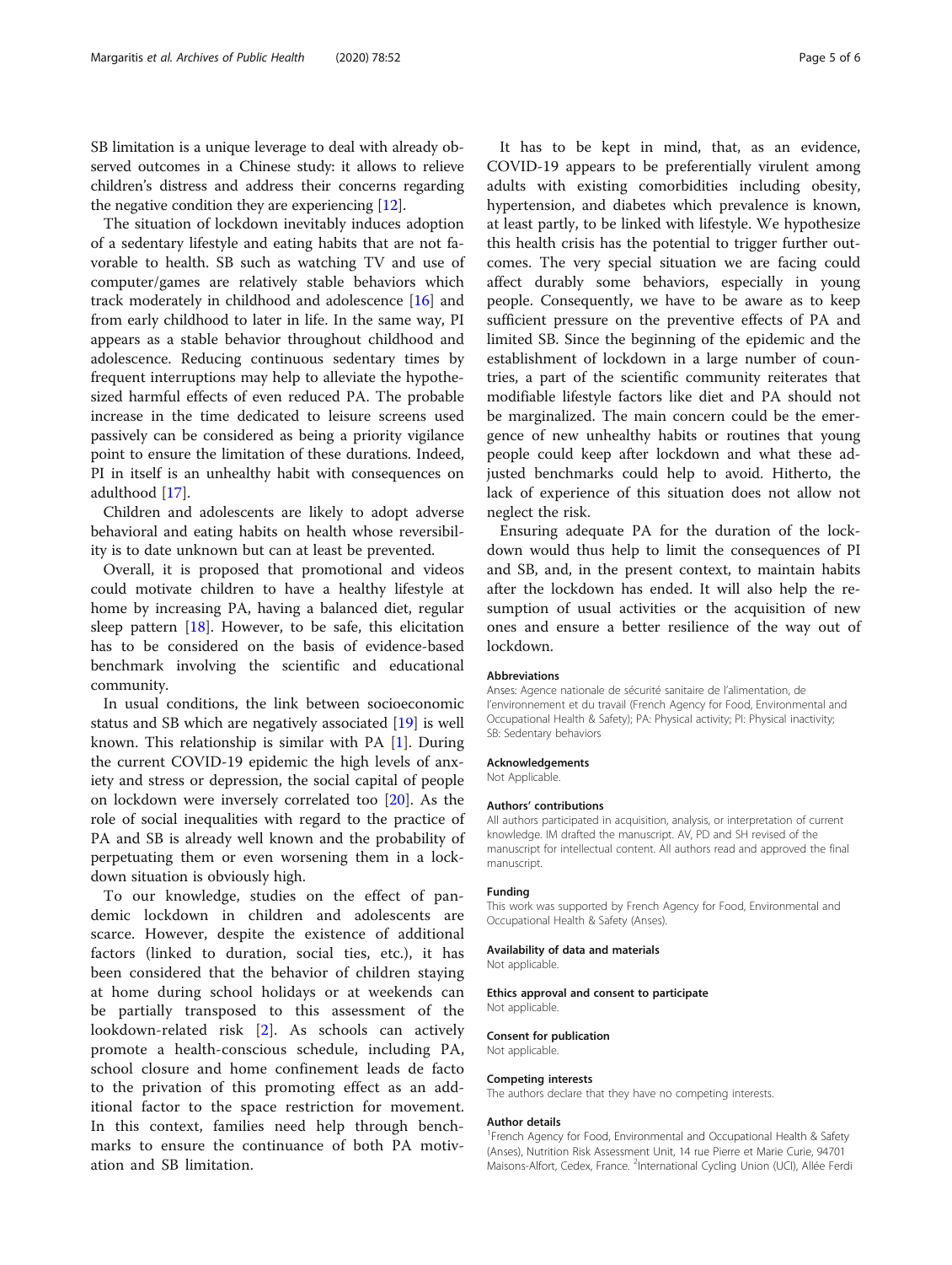SB limitation is a unique leverage to deal with already observed outcomes in a Chinese study: it allows to relieve children's distress and address their concerns regarding the negative condition they are experiencing [12].

The situation of lockdown inevitably induces adoption of a sedentary lifestyle and eating habits that are not favorable to health. SB such as watching TV and use of computer/games are relatively stable behaviors which track moderately in childhood and adolescence [16] and from early childhood to later in life. In the same way, PI appears as a stable behavior throughout childhood and adolescence. Reducing continuous sedentary times by frequent interruptions may help to alleviate the hypothesized harmful effects of even reduced PA. The probable increase in the time dedicated to leisure screens used passively can be considered as being a priority vigilance point to ensure the limitation of these durations. Indeed, PI in itself is an unhealthy habit with consequences on adulthood [17].

Children and adolescents are likely to adopt adverse behavioral and eating habits on health whose reversibility is to date unknown but can at least be prevented.

Overall, it is proposed that promotional and videos could motivate children to have a healthy lifestyle at home by increasing PA, having a balanced diet, regular sleep pattern [18]. However, to be safe, this elicitation has to be considered on the basis of evidence-based benchmark involving the scientific and educational community.

In usual conditions, the link between socioeconomic status and SB which are negatively associated [19] is well known. This relationship is similar with PA [1]. During the current COVID-19 epidemic the high levels of anxiety and stress or depression, the social capital of people on lockdown were inversely correlated too [20]. As the role of social inequalities with regard to the practice of PA and SB is already well known and the probability of perpetuating them or even worsening them in a lockdown situation is obviously high.

To our knowledge, studies on the effect of pandemic lockdown in children and adolescents are scarce. However, despite the existence of additional factors (linked to duration, social ties, etc.), it has been considered that the behavior of children staying at home during school holidays or at weekends can be partially transposed to this assessment of the lookdown-related risk [2]. As schools can actively promote a health-conscious schedule, including PA, school closure and home confinement leads de facto to the privation of this promoting effect as an additional factor to the space restriction for movement. In this context, families need help through benchmarks to ensure the continuance of both PA motivation and SB limitation.

It has to be kept in mind, that, as an evidence, COVID-19 appears to be preferentially virulent among adults with existing comorbidities including obesity, hypertension, and diabetes which prevalence is known, at least partly, to be linked with lifestyle. We hypothesize this health crisis has the potential to trigger further outcomes. The very special situation we are facing could affect durably some behaviors, especially in young people. Consequently, we have to be aware as to keep sufficient pressure on the preventive effects of PA and limited SB. Since the beginning of the epidemic and the establishment of lockdown in a large number of countries, a part of the scientific community reiterates that modifiable lifestyle factors like diet and PA should not be marginalized. The main concern could be the emergence of new unhealthy habits or routines that young people could keep after lockdown and what these adjusted benchmarks could help to avoid. Hitherto, the lack of experience of this situation does not allow not neglect the risk.

Ensuring adequate PA for the duration of the lockdown would thus help to limit the consequences of PI and SB, and, in the present context, to maintain habits after the lockdown has ended. It will also help the resumption of usual activities or the acquisition of new ones and ensure a better resilience of the way out of lockdown.

#### Abbreviations

Anses: Agence nationale de sécurité sanitaire de l'alimentation, de l'environnement et du travail (French Agency for Food, Environmental and Occupational Health & Safety); PA: Physical activity; PI: Physical inactivity; SB: Sedentary behaviors

#### Acknowledgements

Not Applicable.

#### Authors' contributions

All authors participated in acquisition, analysis, or interpretation of current knowledge. IM drafted the manuscript. AV, PD and SH revised of the manuscript for intellectual content. All authors read and approved the final manuscript.

#### Funding

This work was supported by French Agency for Food, Environmental and Occupational Health & Safety (Anses).

#### Availability of data and materials

Not applicable.

#### Ethics approval and consent to participate

Not applicable.

#### Consent for publication

Not applicable.

#### Competing interests

The authors declare that they have no competing interests.

#### Author details

[1]French Agency for Food, Environmental and Occupational Health & Safety (Anses), Nutrition Risk Assessment Unit, 14 rue Pierre et Marie Curie, 94701 Maisons-Alfort, Cedex, France. [2]International Cycling Union (UCI), Allée Ferdi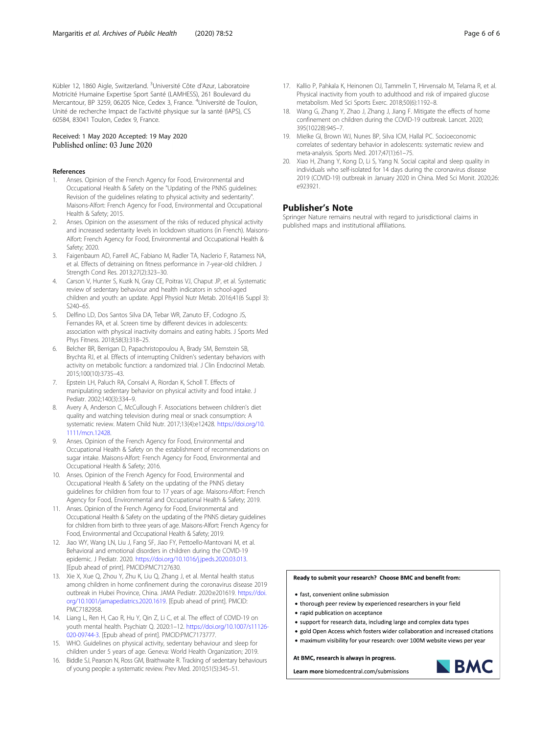Kübler 12, 1860 Aigle, Switzerland. [3]Université Côte d'Azur, Laboratoire Motricité Humaine Expertise Sport Santé (LAMHESS), 261 Boulevard du Mercantour, BP 3259, 06205 Nice, Cedex 3, France. [4]Université de Toulon, Unité de recherche Impact de l'activité physique sur la santé (IAPS), CS 60584, 83041 Toulon, Cedex 9, France.

Received: 1 May 2020 Accepted: 19 May 2020
Published online: 03 June 2020

## References

1. Anses. Opinion of the French Agency for Food, Environmental and Occupational Health & Safety on the "Updating of the PNNS guidelines: Revision of the guidelines relating to physical activity and sedentarity". Maisons-Alfort: French Agency for Food, Environmental and Occupational Health & Safety; 2015.
2. Anses. Opinion on the assessment of the risks of reduced physical activity and increased sedentarity levels in lockdown situations (in French). Maisons-Alfort: French Agency for Food, Environmental and Occupational Health & Safety; 2020.
3. Faigenbaum AD, Farrell AC, Fabiano M, Radler TA, Naclerio F, Ratamess NA, et al. Effects of detraining on fitness performance in 7-year-old children. J Strength Cond Res. 2013;27(2):323–30.
4. Carson V, Hunter S, Kuzik N, Gray CE, Poitras VJ, Chaput JP, et al. Systematic review of sedentary behaviour and health indicators in school-aged children and youth: an update. Appl Physiol Nutr Metab. 2016;41(6 Suppl 3): S240–65.
5. Delfino LD, Dos Santos Silva DA, Tebar WR, Zanuto EF, Codogno JS, Fernandes RA, et al. Screen time by different devices in adolescents: association with physical inactivity domains and eating habits. J Sports Med Phys Fitness. 2018;58(3):318–25.
6. Belcher BR, Berrigan D, Papachristopoulou A, Brady SM, Bernstein SB, Brychta RJ, et al. Effects of interrupting Children's sedentary behaviors with activity on metabolic function: a randomized trial. J Clin Endocrinol Metab. 2015;100(10):3735–43.
7. Epstein LH, Paluch RA, Consalvi A, Riordan K, Scholl T. Effects of manipulating sedentary behavior on physical activity and food intake. J Pediatr. 2002;140(3):334–9.
8. Avery A, Anderson C, McCullough F. Associations between children's diet quality and watching television during meal or snack consumption: A systematic review. Matern Child Nutr. 2017;13(4):e12428. https://doi.org/10.1111/mcn.12428.
9. Anses. Opinion of the French Agency for Food, Environmental and Occupational Health & Safety on the establishment of recommendations on sugar intake. Maisons-Alfort: French Agency for Food, Environmental and Occupational Health & Safety; 2016.
10. Anses. Opinion of the French Agency for Food, Environmental and Occupational Health & Safety on the updating of the PNNS dietary guidelines for children from four to 17 years of age. Maisons-Alfort: French Agency for Food, Environmental and Occupational Health & Safety; 2019.
11. Anses. Opinion of the French Agency for Food, Environmental and Occupational Health & Safety on the updating of the PNNS dietary guidelines for children from birth to three years of age. Maisons-Alfort: French Agency for Food, Environmental and Occupational Health & Safety; 2019.
12. Jiao WY, Wang LN, Liu J, Fang SF, Jiao FY, Pettoello-Mantovani M, et al. Behavioral and emotional disorders in children during the COVID-19 epidemic. J Pediatr. 2020. https://doi.org/10.1016/j.jpeds.2020.03.013. [Epub ahead of print]. PMCID:PMC7127630.
13. Xie X, Xue Q, Zhou Y, Zhu K, Liu Q, Zhang J, et al. Mental health status among children in home confinement during the coronavirus disease 2019 outbreak in Hubei Province, China. JAMA Pediatr. 2020:e201619. https://doi.org/10.1001/jamapediatrics.2020.1619. [Epub ahead of print]. PMCID: PMC7182958.
14. Liang L, Ren H, Cao R, Hu Y, Qin Z, Li C, et al. The effect of COVID-19 on youth mental health. Psychiatr Q. 2020:1–12. https://doi.org/10.1007/s11126-020-09744-3. [Epub ahead of print]. PMCID:PMC7173777.
15. WHO. Guidelines on physical activity, sedentary behaviour and sleep for children under 5 years of age. Geneva: World Health Organization; 2019.
16. Biddle SJ, Pearson N, Ross GM, Braithwaite R. Tracking of sedentary behaviours of young people: a systematic review. Prev Med. 2010;51(5):345–51.
17. Kallio P, Pahkala K, Heinonen OJ, Tammelin T, Hirvensalo M, Telama R, et al. Physical inactivity from youth to adulthood and risk of impaired glucose metabolism. Med Sci Sports Exerc. 2018;50(6):1192–8.
18. Wang G, Zhang Y, Zhao J, Zhang J, Jiang F. Mitigate the effects of home confinement on children during the COVID-19 outbreak. Lancet. 2020; 395(10228):945–7.
19. Mielke GI, Brown WJ, Nunes BP, Silva ICM, Hallal PC. Socioeconomic correlates of sedentary behavior in adolescents: systematic review and meta-analysis. Sports Med. 2017;47(1):61–75.
20. Xiao H, Zhang Y, Kong D, Li S, Yang N. Social capital and sleep quality in individuals who self-isolated for 14 days during the coronavirus disease 2019 (COVID-19) outbreak in January 2020 in China. Med Sci Monit. 2020;26: e923921.

## Publisher's Note

Springer Nature remains neutral with regard to jurisdictional claims in published maps and institutional affiliations.

**Ready to submit your research? Choose BMC and benefit from:**

- fast, convenient online submission
- thorough peer review by experienced researchers in your field
- rapid publication on acceptance
- support for research data, including large and complex data types
- gold Open Access which fosters wider collaboration and increased citations
- maximum visibility for your research: over 100M website views per year

**At BMC, research is always in progress.**

**Learn more** biomedcentral.com/submissions

BMC